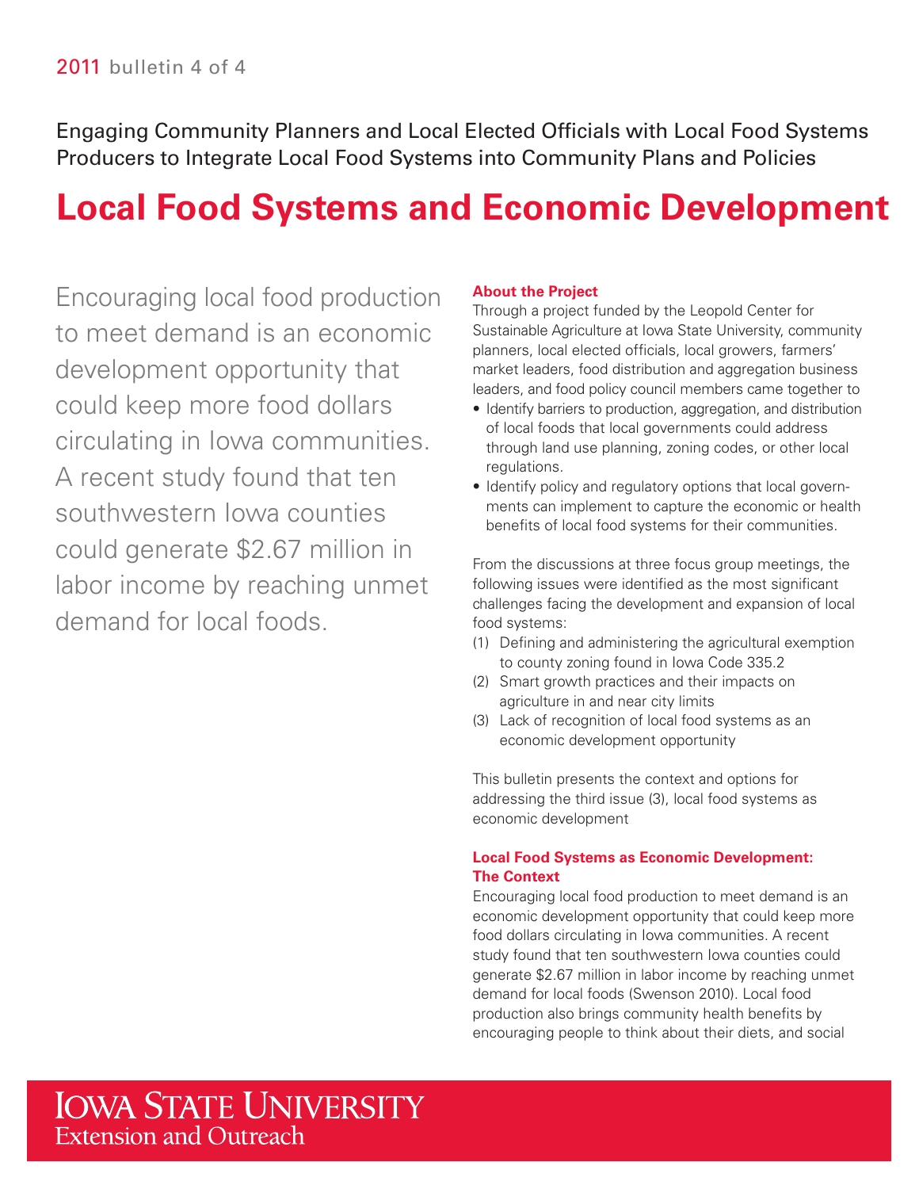2011 bulletin 4 of 4

Engaging Community Planners and Local Elected Officials with Local Food Systems Producers to Integrate Local Food Systems into Community Plans and Policies

# Local Food Systems and Economic Development

Encouraging local food production to meet demand is an economic development opportunity that could keep more food dollars circulating in Iowa communities. A recent study found that ten southwestern Iowa counties could generate $2.67 million in labor income by reaching unmet demand for local foods.

### About the Project

Through a project funded by the Leopold Center for Sustainable Agriculture at Iowa State University, community planners, local elected officials, local growers, farmers' market leaders, food distribution and aggregation business leaders, and food policy council members came together to

- Identify barriers to production, aggregation, and distribution of local foods that local governments could address through land use planning, zoning codes, or other local regulations.
- Identify policy and regulatory options that local governments can implement to capture the economic or health benefits of local food systems for their communities.

From the discussions at three focus group meetings, the following issues were identified as the most significant challenges facing the development and expansion of local food systems:

(1) Defining and administering the agricultural exemption to county zoning found in Iowa Code 335.2
(2) Smart growth practices and their impacts on agriculture in and near city limits
(3) Lack of recognition of local food systems as an economic development opportunity

This bulletin presents the context and options for addressing the third issue (3), local food systems as economic development

### Local Food Systems as Economic Development: The Context

Encouraging local food production to meet demand is an economic development opportunity that could keep more food dollars circulating in Iowa communities. A recent study found that ten southwestern Iowa counties could generate $2.67 million in labor income by reaching unmet demand for local foods (Swenson 2010). Local food production also brings community health benefits by encouraging people to think about their diets, and social

Iowa State University Extension and Outreach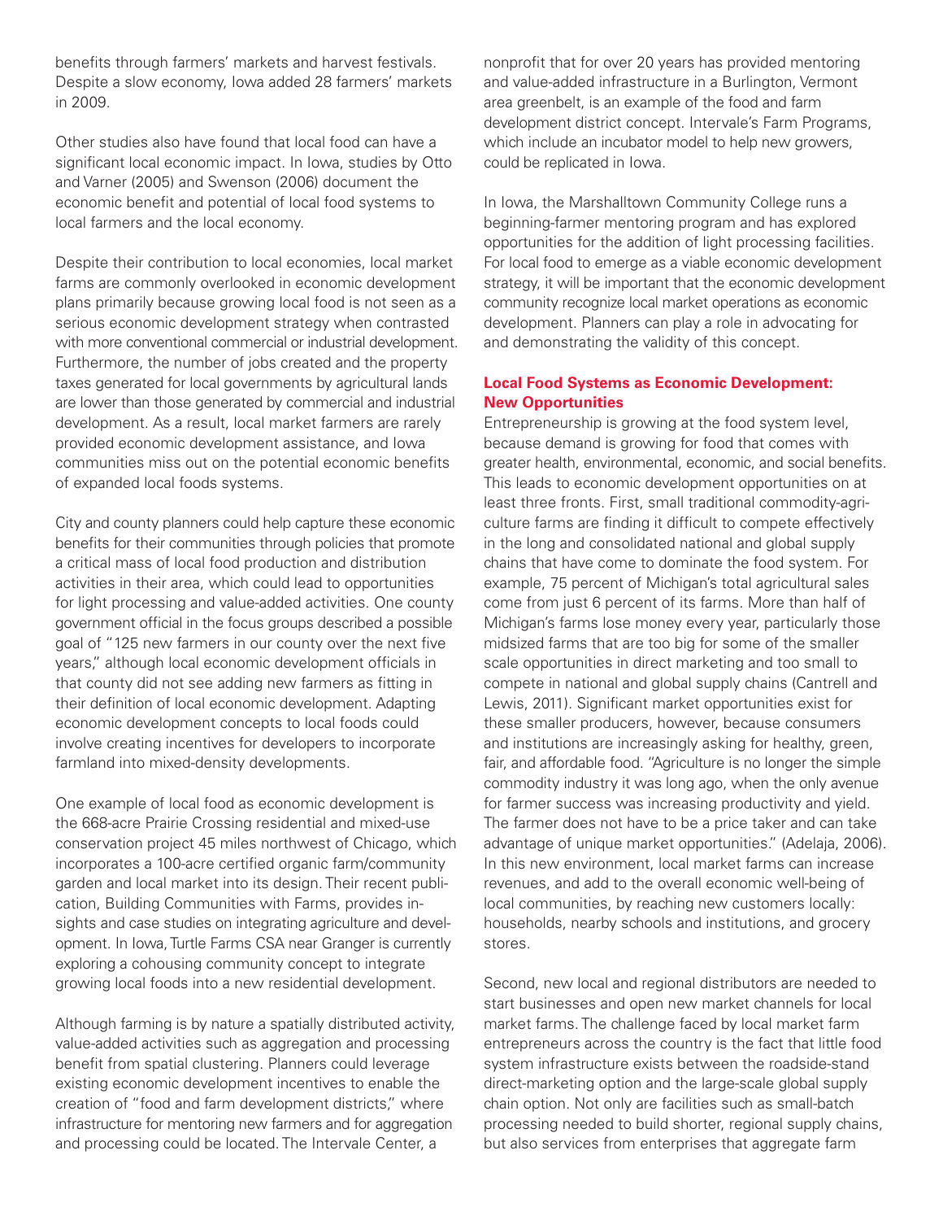benefits through farmers' markets and harvest festivals. Despite a slow economy, Iowa added 28 farmers' markets in 2009.

Other studies also have found that local food can have a significant local economic impact. In Iowa, studies by Otto and Varner (2005) and Swenson (2006) document the economic benefit and potential of local food systems to local farmers and the local economy.

Despite their contribution to local economies, local market farms are commonly overlooked in economic development plans primarily because growing local food is not seen as a serious economic development strategy when contrasted with more conventional commercial or industrial development. Furthermore, the number of jobs created and the property taxes generated for local governments by agricultural lands are lower than those generated by commercial and industrial development. As a result, local market farmers are rarely provided economic development assistance, and Iowa communities miss out on the potential economic benefits of expanded local foods systems.

City and county planners could help capture these economic benefits for their communities through policies that promote a critical mass of local food production and distribution activities in their area, which could lead to opportunities for light processing and value-added activities. One county government official in the focus groups described a possible goal of "125 new farmers in our county over the next five years," although local economic development officials in that county did not see adding new farmers as fitting in their definition of local economic development. Adapting economic development concepts to local foods could involve creating incentives for developers to incorporate farmland into mixed-density developments.

One example of local food as economic development is the 668-acre Prairie Crossing residential and mixed-use conservation project 45 miles northwest of Chicago, which incorporates a 100-acre certified organic farm/community garden and local market into its design. Their recent publication, Building Communities with Farms, provides insights and case studies on integrating agriculture and development. In Iowa, Turtle Farms CSA near Granger is currently exploring a cohousing community concept to integrate growing local foods into a new residential development.

Although farming is by nature a spatially distributed activity, value-added activities such as aggregation and processing benefit from spatial clustering. Planners could leverage existing economic development incentives to enable the creation of "food and farm development districts," where infrastructure for mentoring new farmers and for aggregation and processing could be located. The Intervale Center, a nonprofit that for over 20 years has provided mentoring and value-added infrastructure in a Burlington, Vermont area greenbelt, is an example of the food and farm development district concept. Intervale's Farm Programs, which include an incubator model to help new growers, could be replicated in Iowa.

In Iowa, the Marshalltown Community College runs a beginning-farmer mentoring program and has explored opportunities for the addition of light processing facilities. For local food to emerge as a viable economic development strategy, it will be important that the economic development community recognize local market operations as economic development. Planners can play a role in advocating for and demonstrating the validity of this concept.

### Local Food Systems as Economic Development: New Opportunities

Entrepreneurship is growing at the food system level, because demand is growing for food that comes with greater health, environmental, economic, and social benefits. This leads to economic development opportunities on at least three fronts. First, small traditional commodity-agriculture farms are finding it difficult to compete effectively in the long and consolidated national and global supply chains that have come to dominate the food system. For example, 75 percent of Michigan's total agricultural sales come from just 6 percent of its farms. More than half of Michigan's farms lose money every year, particularly those midsized farms that are too big for some of the smaller scale opportunities in direct marketing and too small to compete in national and global supply chains (Cantrell and Lewis, 2011). Significant market opportunities exist for these smaller producers, however, because consumers and institutions are increasingly asking for healthy, green, fair, and affordable food. "Agriculture is no longer the simple commodity industry it was long ago, when the only avenue for farmer success was increasing productivity and yield. The farmer does not have to be a price taker and can take advantage of unique market opportunities." (Adelaja, 2006). In this new environment, local market farms can increase revenues, and add to the overall economic well-being of local communities, by reaching new customers locally: households, nearby schools and institutions, and grocery stores.

Second, new local and regional distributors are needed to start businesses and open new market channels for local market farms. The challenge faced by local market farm entrepreneurs across the country is the fact that little food system infrastructure exists between the roadside-stand direct-marketing option and the large-scale global supply chain option. Not only are facilities such as small-batch processing needed to build shorter, regional supply chains, but also services from enterprises that aggregate farm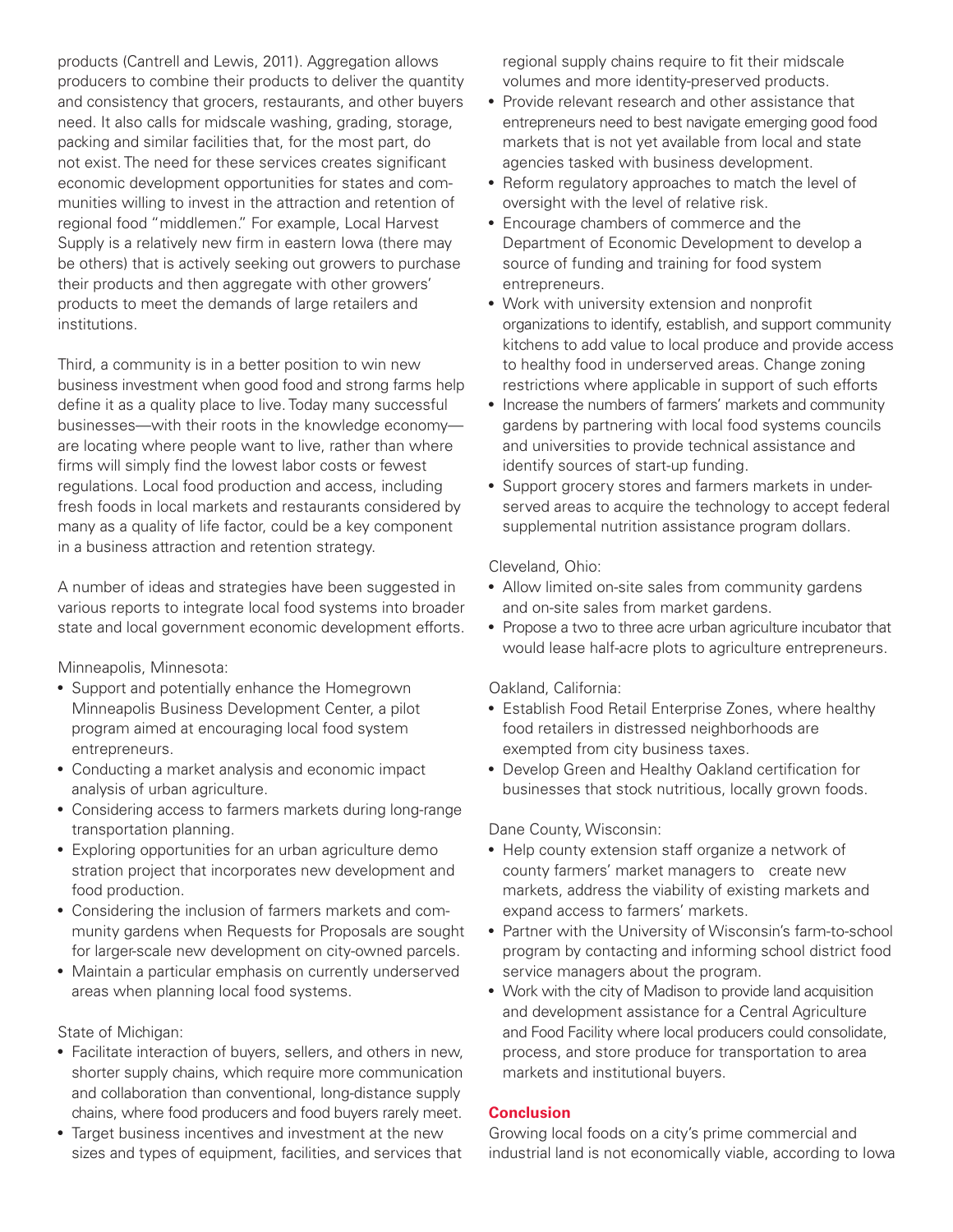products (Cantrell and Lewis, 2011). Aggregation allows producers to combine their products to deliver the quantity and consistency that grocers, restaurants, and other buyers need. It also calls for midscale washing, grading, storage, packing and similar facilities that, for the most part, do not exist. The need for these services creates significant economic development opportunities for states and communities willing to invest in the attraction and retention of regional food "middlemen." For example, Local Harvest Supply is a relatively new firm in eastern Iowa (there may be others) that is actively seeking out growers to purchase their products and then aggregate with other growers' products to meet the demands of large retailers and institutions.

Third, a community is in a better position to win new business investment when good food and strong farms help define it as a quality place to live. Today many successful businesses—with their roots in the knowledge economy—are locating where people want to live, rather than where firms will simply find the lowest labor costs or fewest regulations. Local food production and access, including fresh foods in local markets and restaurants considered by many as a quality of life factor, could be a key component in a business attraction and retention strategy.

A number of ideas and strategies have been suggested in various reports to integrate local food systems into broader state and local government economic development efforts.

Minneapolis, Minnesota:

- Support and potentially enhance the Homegrown Minneapolis Business Development Center, a pilot program aimed at encouraging local food system entrepreneurs.
- Conducting a market analysis and economic impact analysis of urban agriculture.
- Considering access to farmers markets during long-range transportation planning.
- Exploring opportunities for an urban agriculture demonstration project that incorporates new development and food production.
- Considering the inclusion of farmers markets and community gardens when Requests for Proposals are sought for larger-scale new development on city-owned parcels.
- Maintain a particular emphasis on currently underserved areas when planning local food systems.

State of Michigan:

- Facilitate interaction of buyers, sellers, and others in new, shorter supply chains, which require more communication and collaboration than conventional, long-distance supply chains, where food producers and food buyers rarely meet.
- Target business incentives and investment at the new sizes and types of equipment, facilities, and services that regional supply chains require to fit their midscale volumes and more identity-preserved products.
- Provide relevant research and other assistance that entrepreneurs need to best navigate emerging good food markets that is not yet available from local and state agencies tasked with business development.
- Reform regulatory approaches to match the level of oversight with the level of relative risk.
- Encourage chambers of commerce and the Department of Economic Development to develop a source of funding and training for food system entrepreneurs.
- Work with university extension and nonprofit organizations to identify, establish, and support community kitchens to add value to local produce and provide access to healthy food in underserved areas. Change zoning restrictions where applicable in support of such efforts
- Increase the numbers of farmers' markets and community gardens by partnering with local food systems councils and universities to provide technical assistance and identify sources of start-up funding.
- Support grocery stores and farmers markets in underserved areas to acquire the technology to accept federal supplemental nutrition assistance program dollars.

Cleveland, Ohio:

- Allow limited on-site sales from community gardens and on-site sales from market gardens.
- Propose a two to three acre urban agriculture incubator that would lease half-acre plots to agriculture entrepreneurs.

Oakland, California:

- Establish Food Retail Enterprise Zones, where healthy food retailers in distressed neighborhoods are exempted from city business taxes.
- Develop Green and Healthy Oakland certification for businesses that stock nutritious, locally grown foods.

Dane County, Wisconsin:

- Help county extension staff organize a network of county farmers' market managers to create new markets, address the viability of existing markets and expand access to farmers' markets.
- Partner with the University of Wisconsin's farm-to-school program by contacting and informing school district food service managers about the program.
- Work with the city of Madison to provide land acquisition and development assistance for a Central Agriculture and Food Facility where local producers could consolidate, process, and store produce for transportation to area markets and institutional buyers.

## Conclusion

Growing local foods on a city's prime commercial and industrial land is not economically viable, according to Iowa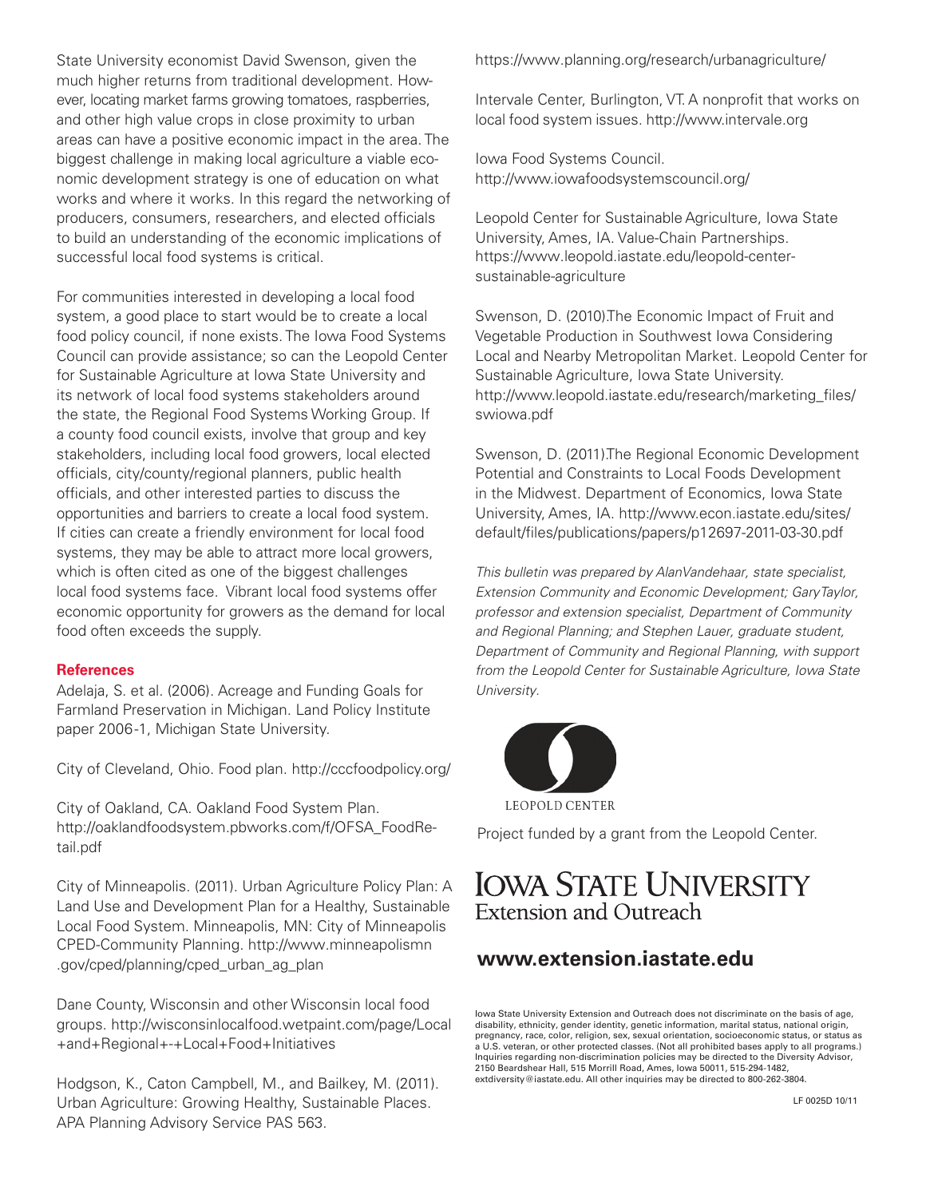State University economist David Swenson, given the much higher returns from traditional development. However, locating market farms growing tomatoes, raspberries, and other high value crops in close proximity to urban areas can have a positive economic impact in the area. The biggest challenge in making local agriculture a viable economic development strategy is one of education on what works and where it works. In this regard the networking of producers, consumers, researchers, and elected officials to build an understanding of the economic implications of successful local food systems is critical.

For communities interested in developing a local food system, a good place to start would be to create a local food policy council, if none exists. The Iowa Food Systems Council can provide assistance; so can the Leopold Center for Sustainable Agriculture at Iowa State University and its network of local food systems stakeholders around the state, the Regional Food Systems Working Group. If a county food council exists, involve that group and key stakeholders, including local food growers, local elected officials, city/county/regional planners, public health officials, and other interested parties to discuss the opportunities and barriers to create a local food system. If cities can create a friendly environment for local food systems, they may be able to attract more local growers, which is often cited as one of the biggest challenges local food systems face. Vibrant local food systems offer economic opportunity for growers as the demand for local food often exceeds the supply.

## References

Adelaja, S. et al. (2006). Acreage and Funding Goals for Farmland Preservation in Michigan. Land Policy Institute paper 2006-1, Michigan State University.

City of Cleveland, Ohio. Food plan. http://cccfoodpolicy.org/

City of Oakland, CA. Oakland Food System Plan. http://oaklandfoodsystem.pbworks.com/f/OFSA_FoodRetail.pdf

City of Minneapolis. (2011). Urban Agriculture Policy Plan: A Land Use and Development Plan for a Healthy, Sustainable Local Food System. Minneapolis, MN: City of Minneapolis CPED-Community Planning. http://www.minneapolismn.gov/cped/planning/cped_urban_ag_plan

Dane County, Wisconsin and other Wisconsin local food groups. http://wisconsinlocalfood.wetpaint.com/page/Local+and+Regional+-+Local+Food+Initiatives

Hodgson, K., Caton Campbell, M., and Bailkey, M. (2011). Urban Agriculture: Growing Healthy, Sustainable Places. APA Planning Advisory Service PAS 563. https://www.planning.org/research/urbanagriculture/

Intervale Center, Burlington, VT. A nonprofit that works on local food system issues. http://www.intervale.org

Iowa Food Systems Council. http://www.iowafoodsystemscouncil.org/

Leopold Center for Sustainable Agriculture, Iowa State University, Ames, IA. Value-Chain Partnerships. https://www.leopold.iastate.edu/leopold-center-sustainable-agriculture

Swenson, D. (2010).The Economic Impact of Fruit and Vegetable Production in Southwest Iowa Considering Local and Nearby Metropolitan Market. Leopold Center for Sustainable Agriculture, Iowa State University. http://www.leopold.iastate.edu/research/marketing_files/swiowa.pdf

Swenson, D. (2011).The Regional Economic Development Potential and Constraints to Local Foods Development in the Midwest. Department of Economics, Iowa State University, Ames, IA. http://www.econ.iastate.edu/sites/default/files/publications/papers/p12697-2011-03-30.pdf

*This bulletin was prepared by Alan Vandehaar, state specialist, Extension Community and Economic Development; Gary Taylor, professor and extension specialist, Department of Community and Regional Planning; and Stephen Lauer, graduate student, Department of Community and Regional Planning, with support from the Leopold Center for Sustainable Agriculture, Iowa State University.*

LEOPOLD CENTER

Project funded by a grant from the Leopold Center.

IOWA STATE UNIVERSITY
Extension and Outreach

**www.extension.iastate.edu**

Iowa State University Extension and Outreach does not discriminate on the basis of age, disability, ethnicity, gender identity, genetic information, marital status, national origin, pregnancy, race, color, religion, sex, sexual orientation, socioeconomic status, or status as a U.S. veteran, or other protected classes. (Not all prohibited bases apply to all programs.) Inquiries regarding non-discrimination policies may be directed to the Diversity Advisor, 2150 Beardshear Hall, 515 Morrill Road, Ames, Iowa 50011, 515-294-1482, extdiversity@iastate.edu. All other inquiries may be directed to 800-262-3804.

LF 0025D 10/11